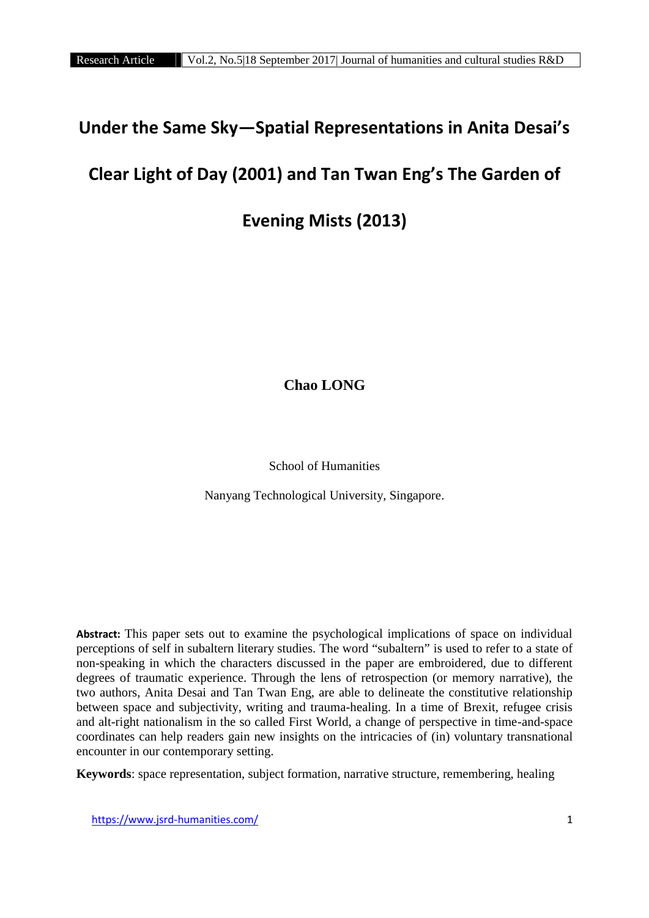# Under the Same Sky—Spatial Representations in Anita Desai's Clear Light of Day (2001) and Tan Twan Eng's The Garden of Evening Mists (2013)

**Chao LONG**

School of Humanities

Nanyang Technological University, Singapore.

**Abstract:** This paper sets out to examine the psychological implications of space on individual perceptions of self in subaltern literary studies. The word "subaltern" is used to refer to a state of non-speaking in which the characters discussed in the paper are embroidered, due to different degrees of traumatic experience. Through the lens of retrospection (or memory narrative), the two authors, Anita Desai and Tan Twan Eng, are able to delineate the constitutive relationship between space and subjectivity, writing and trauma-healing. In a time of Brexit, refugee crisis and alt-right nationalism in the so called First World, a change of perspective in time-and-space coordinates can help readers gain new insights on the intricacies of (in) voluntary transnational encounter in our contemporary setting.

**Keywords**: space representation, subject formation, narrative structure, remembering, healing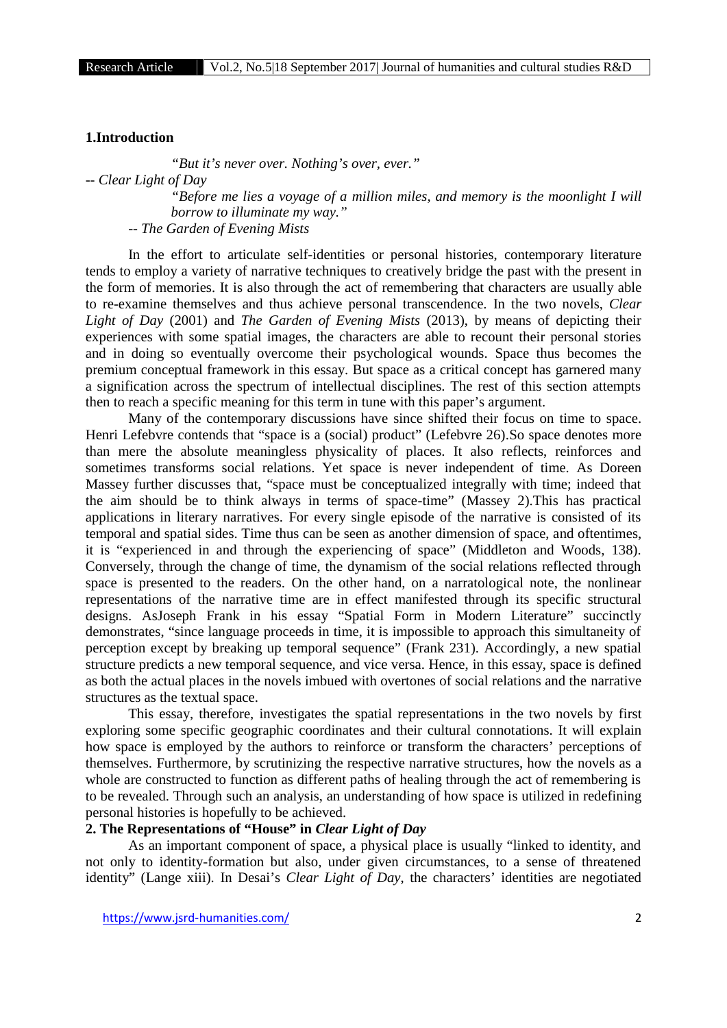## 1.Introduction

> *"But it's never over. Nothing's over, ever."*
>
> *-- Clear Light of Day*
>
> *"Before me lies a voyage of a million miles, and memory is the moonlight I will borrow to illuminate my way."*
>
> *-- The Garden of Evening Mists*

In the effort to articulate self-identities or personal histories, contemporary literature tends to employ a variety of narrative techniques to creatively bridge the past with the present in the form of memories. It is also through the act of remembering that characters are usually able to re-examine themselves and thus achieve personal transcendence. In the two novels, *Clear Light of Day* (2001) and *The Garden of Evening Mists* (2013), by means of depicting their experiences with some spatial images, the characters are able to recount their personal stories and in doing so eventually overcome their psychological wounds. Space thus becomes the premium conceptual framework in this essay. But space as a critical concept has garnered many a signification across the spectrum of intellectual disciplines. The rest of this section attempts then to reach a specific meaning for this term in tune with this paper's argument.

Many of the contemporary discussions have since shifted their focus on time to space. Henri Lefebvre contends that "space is a (social) product" (Lefebvre 26).So space denotes more than mere the absolute meaningless physicality of places. It also reflects, reinforces and sometimes transforms social relations. Yet space is never independent of time. As Doreen Massey further discusses that, "space must be conceptualized integrally with time; indeed that the aim should be to think always in terms of space-time" (Massey 2).This has practical applications in literary narratives. For every single episode of the narrative is consisted of its temporal and spatial sides. Time thus can be seen as another dimension of space, and oftentimes, it is "experienced in and through the experiencing of space" (Middleton and Woods, 138). Conversely, through the change of time, the dynamism of the social relations reflected through space is presented to the readers. On the other hand, on a narratological note, the nonlinear representations of the narrative time are in effect manifested through its specific structural designs. AsJoseph Frank in his essay "Spatial Form in Modern Literature" succinctly demonstrates, "since language proceeds in time, it is impossible to approach this simultaneity of perception except by breaking up temporal sequence" (Frank 231). Accordingly, a new spatial structure predicts a new temporal sequence, and vice versa. Hence, in this essay, space is defined as both the actual places in the novels imbued with overtones of social relations and the narrative structures as the textual space.

This essay, therefore, investigates the spatial representations in the two novels by first exploring some specific geographic coordinates and their cultural connotations. It will explain how space is employed by the authors to reinforce or transform the characters' perceptions of themselves. Furthermore, by scrutinizing the respective narrative structures, how the novels as a whole are constructed to function as different paths of healing through the act of remembering is to be revealed. Through such an analysis, an understanding of how space is utilized in redefining personal histories is hopefully to be achieved.

## 2. The Representations of "House" in *Clear Light of Day*

As an important component of space, a physical place is usually "linked to identity, and not only to identity-formation but also, under given circumstances, to a sense of threatened identity" (Lange xiii). In Desai's *Clear Light of Day*, the characters' identities are negotiated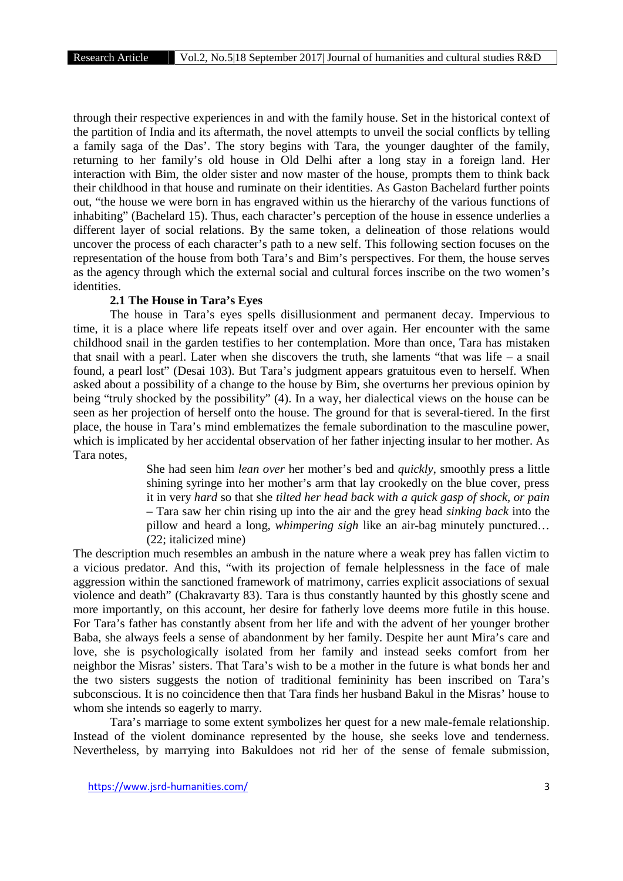through their respective experiences in and with the family house. Set in the historical context of the partition of India and its aftermath, the novel attempts to unveil the social conflicts by telling a family saga of the Das'. The story begins with Tara, the younger daughter of the family, returning to her family's old house in Old Delhi after a long stay in a foreign land. Her interaction with Bim, the older sister and now master of the house, prompts them to think back their childhood in that house and ruminate on their identities. As Gaston Bachelard further points out, "the house we were born in has engraved within us the hierarchy of the various functions of inhabiting" (Bachelard 15). Thus, each character's perception of the house in essence underlies a different layer of social relations. By the same token, a delineation of those relations would uncover the process of each character's path to a new self. This following section focuses on the representation of the house from both Tara's and Bim's perspectives. For them, the house serves as the agency through which the external social and cultural forces inscribe on the two women's identities.

### 2.1 The House in Tara's Eyes

The house in Tara's eyes spells disillusionment and permanent decay. Impervious to time, it is a place where life repeats itself over and over again. Her encounter with the same childhood snail in the garden testifies to her contemplation. More than once, Tara has mistaken that snail with a pearl. Later when she discovers the truth, she laments "that was life – a snail found, a pearl lost" (Desai 103). But Tara's judgment appears gratuitous even to herself. When asked about a possibility of a change to the house by Bim, she overturns her previous opinion by being "truly shocked by the possibility" (4). In a way, her dialectical views on the house can be seen as her projection of herself onto the house. The ground for that is several-tiered. In the first place, the house in Tara's mind emblematizes the female subordination to the masculine power, which is implicated by her accidental observation of her father injecting insular to her mother. As Tara notes,

> She had seen him *lean over* her mother's bed and *quickly*, smoothly press a little shining syringe into her mother's arm that lay crookedly on the blue cover, press it in very *hard* so that she *tilted her head back with a quick gasp of shock, or pain* – Tara saw her chin rising up into the air and the grey head *sinking back* into the pillow and heard a long, *whimpering sigh* like an air-bag minutely punctured… (22; italicized mine)

The description much resembles an ambush in the nature where a weak prey has fallen victim to a vicious predator. And this, "with its projection of female helplessness in the face of male aggression within the sanctioned framework of matrimony, carries explicit associations of sexual violence and death" (Chakravarty 83). Tara is thus constantly haunted by this ghostly scene and more importantly, on this account, her desire for fatherly love deems more futile in this house. For Tara's father has constantly absent from her life and with the advent of her younger brother Baba, she always feels a sense of abandonment by her family. Despite her aunt Mira's care and love, she is psychologically isolated from her family and instead seeks comfort from her neighbor the Misras' sisters. That Tara's wish to be a mother in the future is what bonds her and the two sisters suggests the notion of traditional femininity has been inscribed on Tara's subconscious. It is no coincidence then that Tara finds her husband Bakul in the Misras' house to whom she intends so eagerly to marry.

Tara's marriage to some extent symbolizes her quest for a new male-female relationship. Instead of the violent dominance represented by the house, she seeks love and tenderness. Nevertheless, by marrying into Bakuldoes not rid her of the sense of female submission,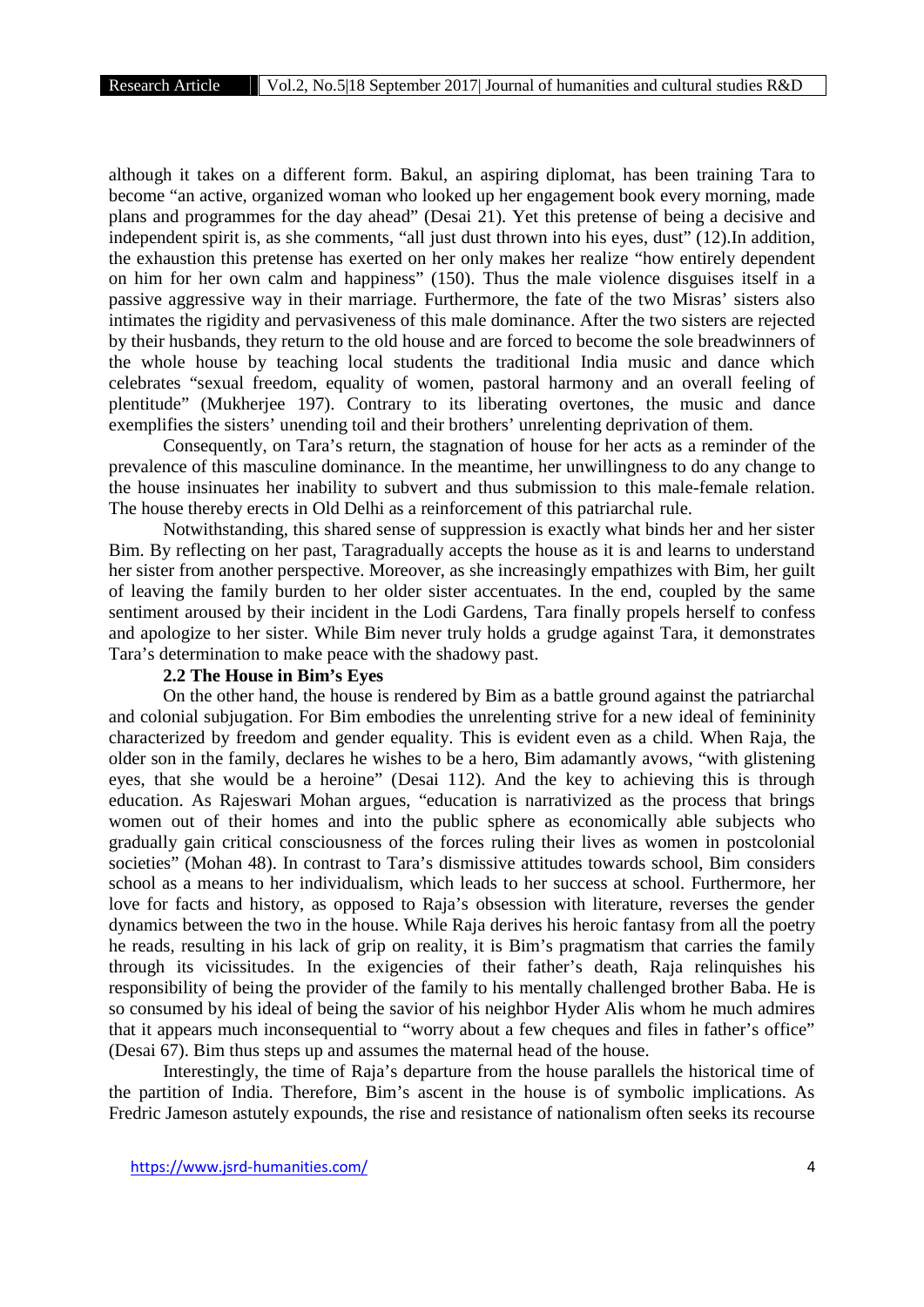although it takes on a different form. Bakul, an aspiring diplomat, has been training Tara to become "an active, organized woman who looked up her engagement book every morning, made plans and programmes for the day ahead" (Desai 21). Yet this pretense of being a decisive and independent spirit is, as she comments, "all just dust thrown into his eyes, dust" (12).In addition, the exhaustion this pretense has exerted on her only makes her realize "how entirely dependent on him for her own calm and happiness" (150). Thus the male violence disguises itself in a passive aggressive way in their marriage. Furthermore, the fate of the two Misras' sisters also intimates the rigidity and pervasiveness of this male dominance. After the two sisters are rejected by their husbands, they return to the old house and are forced to become the sole breadwinners of the whole house by teaching local students the traditional India music and dance which celebrates "sexual freedom, equality of women, pastoral harmony and an overall feeling of plentitude" (Mukherjee 197). Contrary to its liberating overtones, the music and dance exemplifies the sisters' unending toil and their brothers' unrelenting deprivation of them.

Consequently, on Tara's return, the stagnation of house for her acts as a reminder of the prevalence of this masculine dominance. In the meantime, her unwillingness to do any change to the house insinuates her inability to subvert and thus submission to this male-female relation. The house thereby erects in Old Delhi as a reinforcement of this patriarchal rule.

Notwithstanding, this shared sense of suppression is exactly what binds her and her sister Bim. By reflecting on her past, Taragradually accepts the house as it is and learns to understand her sister from another perspective. Moreover, as she increasingly empathizes with Bim, her guilt of leaving the family burden to her older sister accentuates. In the end, coupled by the same sentiment aroused by their incident in the Lodi Gardens, Tara finally propels herself to confess and apologize to her sister. While Bim never truly holds a grudge against Tara, it demonstrates Tara's determination to make peace with the shadowy past.

### 2.2 The House in Bim's Eyes

On the other hand, the house is rendered by Bim as a battle ground against the patriarchal and colonial subjugation. For Bim embodies the unrelenting strive for a new ideal of femininity characterized by freedom and gender equality. This is evident even as a child. When Raja, the older son in the family, declares he wishes to be a hero, Bim adamantly avows, "with glistening eyes, that she would be a heroine" (Desai 112). And the key to achieving this is through education. As Rajeswari Mohan argues, "education is narrativized as the process that brings women out of their homes and into the public sphere as economically able subjects who gradually gain critical consciousness of the forces ruling their lives as women in postcolonial societies" (Mohan 48). In contrast to Tara's dismissive attitudes towards school, Bim considers school as a means to her individualism, which leads to her success at school. Furthermore, her love for facts and history, as opposed to Raja's obsession with literature, reverses the gender dynamics between the two in the house. While Raja derives his heroic fantasy from all the poetry he reads, resulting in his lack of grip on reality, it is Bim's pragmatism that carries the family through its vicissitudes. In the exigencies of their father's death, Raja relinquishes his responsibility of being the provider of the family to his mentally challenged brother Baba. He is so consumed by his ideal of being the savior of his neighbor Hyder Alis whom he much admires that it appears much inconsequential to "worry about a few cheques and files in father's office" (Desai 67). Bim thus steps up and assumes the maternal head of the house.

Interestingly, the time of Raja's departure from the house parallels the historical time of the partition of India. Therefore, Bim's ascent in the house is of symbolic implications. As Fredric Jameson astutely expounds, the rise and resistance of nationalism often seeks its recourse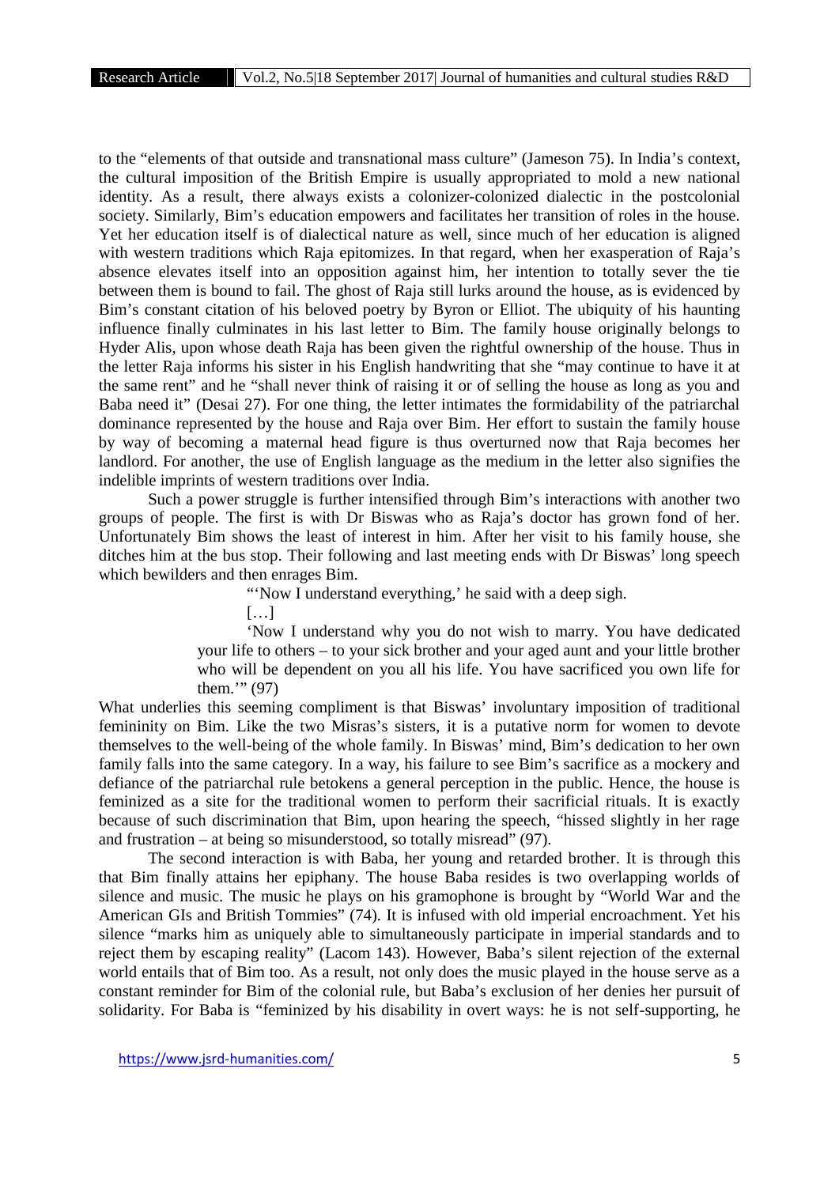to the "elements of that outside and transnational mass culture" (Jameson 75). In India's context, the cultural imposition of the British Empire is usually appropriated to mold a new national identity. As a result, there always exists a colonizer-colonized dialectic in the postcolonial society. Similarly, Bim's education empowers and facilitates her transition of roles in the house. Yet her education itself is of dialectical nature as well, since much of her education is aligned with western traditions which Raja epitomizes. In that regard, when her exasperation of Raja's absence elevates itself into an opposition against him, her intention to totally sever the tie between them is bound to fail. The ghost of Raja still lurks around the house, as is evidenced by Bim's constant citation of his beloved poetry by Byron or Elliot. The ubiquity of his haunting influence finally culminates in his last letter to Bim. The family house originally belongs to Hyder Alis, upon whose death Raja has been given the rightful ownership of the house. Thus in the letter Raja informs his sister in his English handwriting that she "may continue to have it at the same rent" and he "shall never think of raising it or of selling the house as long as you and Baba need it" (Desai 27). For one thing, the letter intimates the formidability of the patriarchal dominance represented by the house and Raja over Bim. Her effort to sustain the family house by way of becoming a maternal head figure is thus overturned now that Raja becomes her landlord. For another, the use of English language as the medium in the letter also signifies the indelible imprints of western traditions over India.

Such a power struggle is further intensified through Bim's interactions with another two groups of people. The first is with Dr Biswas who as Raja's doctor has grown fond of her. Unfortunately Bim shows the least of interest in him. After her visit to his family house, she ditches him at the bus stop. Their following and last meeting ends with Dr Biswas' long speech which bewilders and then enrages Bim.

> "'Now I understand everything,' he said with a deep sigh.
>
> […]
>
> 'Now I understand why you do not wish to marry. You have dedicated your life to others – to your sick brother and your aged aunt and your little brother who will be dependent on you all his life. You have sacrificed you own life for them.'" (97)

What underlies this seeming compliment is that Biswas' involuntary imposition of traditional femininity on Bim. Like the two Misras's sisters, it is a putative norm for women to devote themselves to the well-being of the whole family. In Biswas' mind, Bim's dedication to her own family falls into the same category. In a way, his failure to see Bim's sacrifice as a mockery and defiance of the patriarchal rule betokens a general perception in the public. Hence, the house is feminized as a site for the traditional women to perform their sacrificial rituals. It is exactly because of such discrimination that Bim, upon hearing the speech, "hissed slightly in her rage and frustration – at being so misunderstood, so totally misread" (97).

The second interaction is with Baba, her young and retarded brother. It is through this that Bim finally attains her epiphany. The house Baba resides is two overlapping worlds of silence and music. The music he plays on his gramophone is brought by "World War and the American GIs and British Tommies" (74). It is infused with old imperial encroachment. Yet his silence "marks him as uniquely able to simultaneously participate in imperial standards and to reject them by escaping reality" (Lacom 143). However, Baba's silent rejection of the external world entails that of Bim too. As a result, not only does the music played in the house serve as a constant reminder for Bim of the colonial rule, but Baba's exclusion of her denies her pursuit of solidarity. For Baba is "feminized by his disability in overt ways: he is not self-supporting, he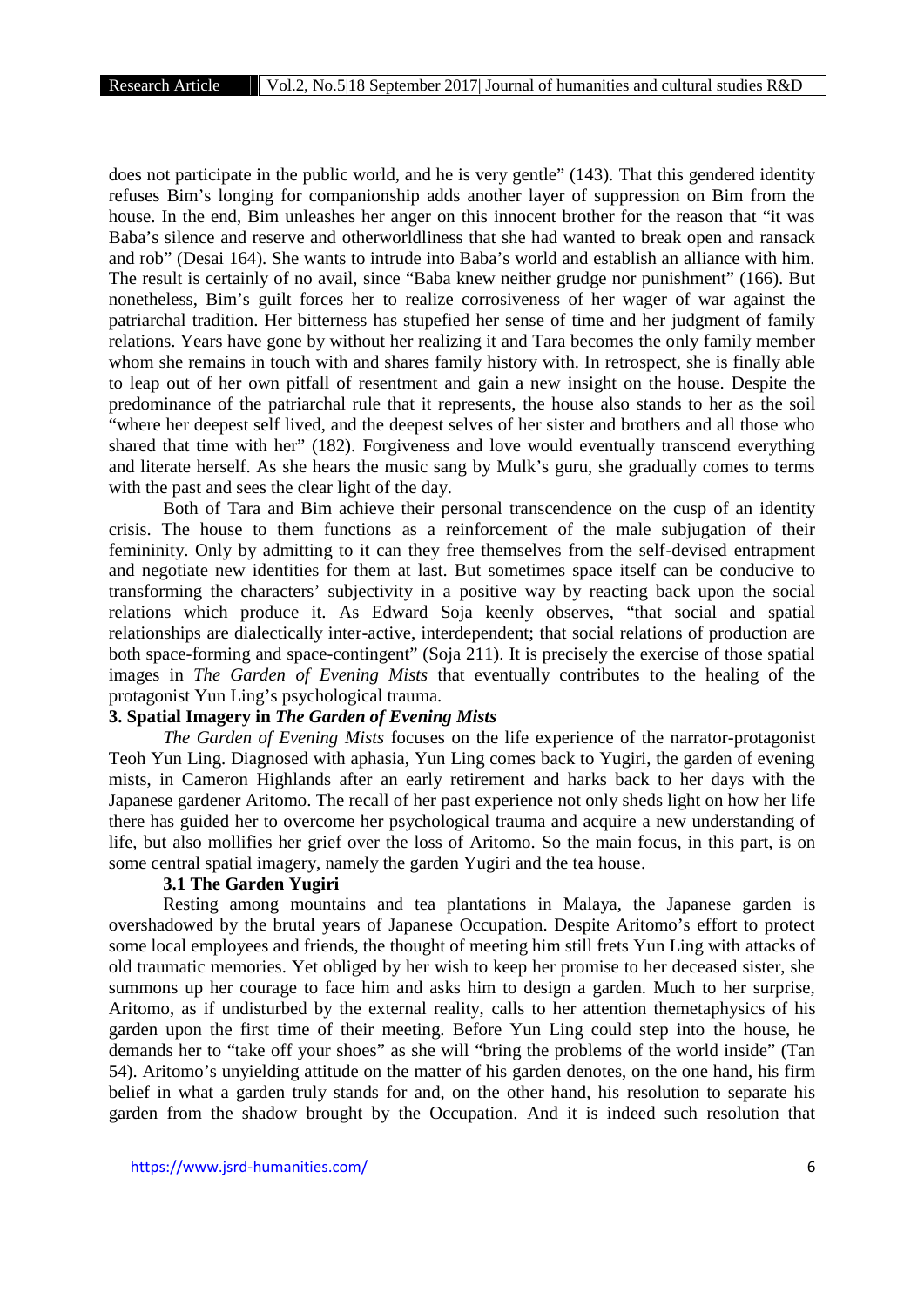does not participate in the public world, and he is very gentle" (143). That this gendered identity refuses Bim's longing for companionship adds another layer of suppression on Bim from the house. In the end, Bim unleashes her anger on this innocent brother for the reason that "it was Baba's silence and reserve and otherworldliness that she had wanted to break open and ransack and rob" (Desai 164). She wants to intrude into Baba's world and establish an alliance with him. The result is certainly of no avail, since "Baba knew neither grudge nor punishment" (166). But nonetheless, Bim's guilt forces her to realize corrosiveness of her wager of war against the patriarchal tradition. Her bitterness has stupefied her sense of time and her judgment of family relations. Years have gone by without her realizing it and Tara becomes the only family member whom she remains in touch with and shares family history with. In retrospect, she is finally able to leap out of her own pitfall of resentment and gain a new insight on the house. Despite the predominance of the patriarchal rule that it represents, the house also stands to her as the soil "where her deepest self lived, and the deepest selves of her sister and brothers and all those who shared that time with her" (182). Forgiveness and love would eventually transcend everything and literate herself. As she hears the music sang by Mulk's guru, she gradually comes to terms with the past and sees the clear light of the day.

Both of Tara and Bim achieve their personal transcendence on the cusp of an identity crisis. The house to them functions as a reinforcement of the male subjugation of their femininity. Only by admitting to it can they free themselves from the self-devised entrapment and negotiate new identities for them at last. But sometimes space itself can be conducive to transforming the characters' subjectivity in a positive way by reacting back upon the social relations which produce it. As Edward Soja keenly observes, "that social and spatial relationships are dialectically inter-active, interdependent; that social relations of production are both space-forming and space-contingent" (Soja 211). It is precisely the exercise of those spatial images in *The Garden of Evening Mists* that eventually contributes to the healing of the protagonist Yun Ling's psychological trauma.

### 3. Spatial Imagery in *The Garden of Evening Mists*

*The Garden of Evening Mists* focuses on the life experience of the narrator-protagonist Teoh Yun Ling. Diagnosed with aphasia, Yun Ling comes back to Yugiri, the garden of evening mists, in Cameron Highlands after an early retirement and harks back to her days with the Japanese gardener Aritomo. The recall of her past experience not only sheds light on how her life there has guided her to overcome her psychological trauma and acquire a new understanding of life, but also mollifies her grief over the loss of Aritomo. So the main focus, in this part, is on some central spatial imagery, namely the garden Yugiri and the tea house.

#### 3.1 The Garden Yugiri

Resting among mountains and tea plantations in Malaya, the Japanese garden is overshadowed by the brutal years of Japanese Occupation. Despite Aritomo's effort to protect some local employees and friends, the thought of meeting him still frets Yun Ling with attacks of old traumatic memories. Yet obliged by her wish to keep her promise to her deceased sister, she summons up her courage to face him and asks him to design a garden. Much to her surprise, Aritomo, as if undisturbed by the external reality, calls to her attention themetaphysics of his garden upon the first time of their meeting. Before Yun Ling could step into the house, he demands her to "take off your shoes" as she will "bring the problems of the world inside" (Tan 54). Aritomo's unyielding attitude on the matter of his garden denotes, on the one hand, his firm belief in what a garden truly stands for and, on the other hand, his resolution to separate his garden from the shadow brought by the Occupation. And it is indeed such resolution that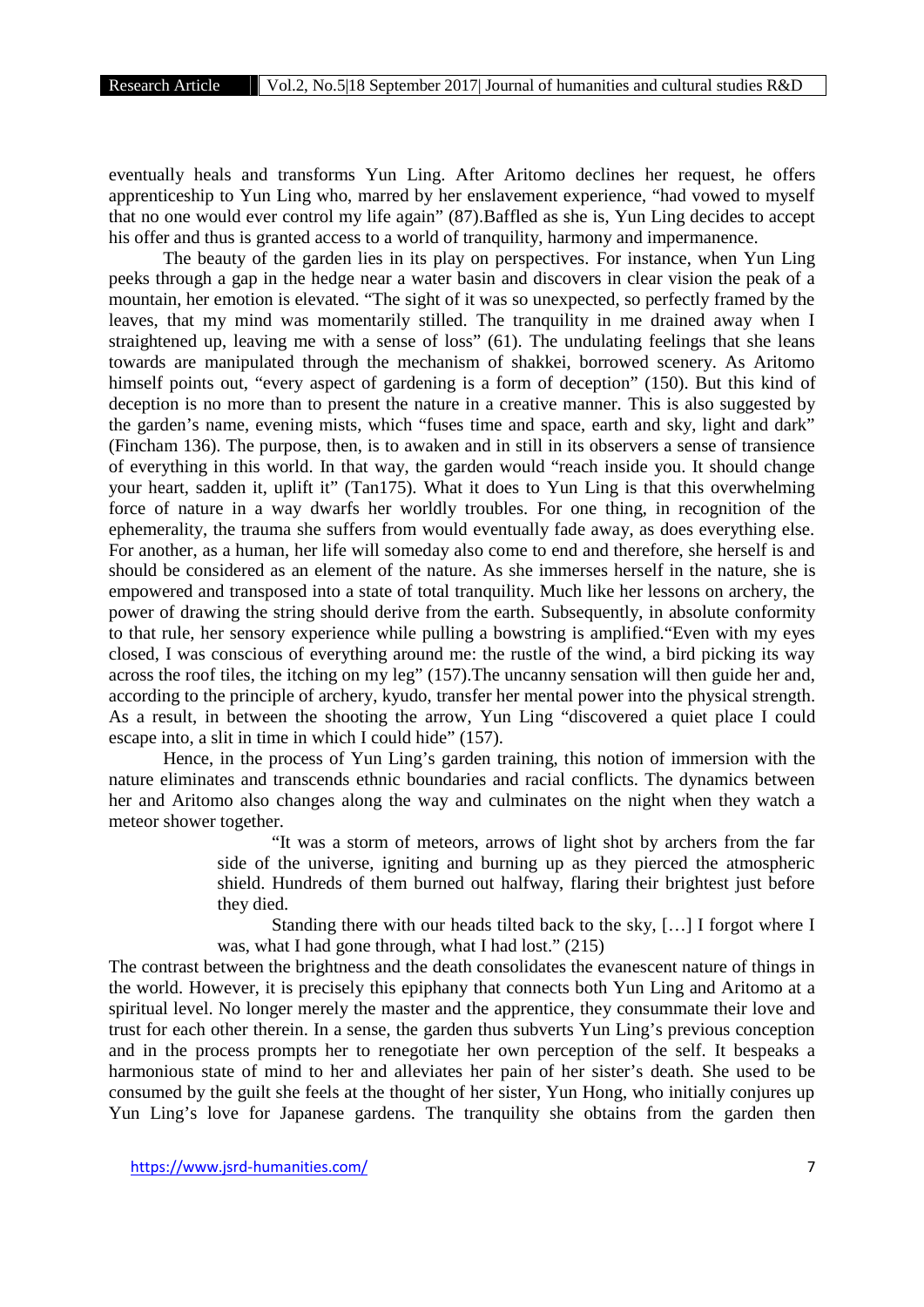eventually heals and transforms Yun Ling. After Aritomo declines her request, he offers apprenticeship to Yun Ling who, marred by her enslavement experience, "had vowed to myself that no one would ever control my life again" (87).Baffled as she is, Yun Ling decides to accept his offer and thus is granted access to a world of tranquility, harmony and impermanence.

The beauty of the garden lies in its play on perspectives. For instance, when Yun Ling peeks through a gap in the hedge near a water basin and discovers in clear vision the peak of a mountain, her emotion is elevated. "The sight of it was so unexpected, so perfectly framed by the leaves, that my mind was momentarily stilled. The tranquility in me drained away when I straightened up, leaving me with a sense of loss" (61). The undulating feelings that she leans towards are manipulated through the mechanism of shakkei, borrowed scenery. As Aritomo himself points out, "every aspect of gardening is a form of deception" (150). But this kind of deception is no more than to present the nature in a creative manner. This is also suggested by the garden's name, evening mists, which "fuses time and space, earth and sky, light and dark" (Fincham 136). The purpose, then, is to awaken and in still in its observers a sense of transience of everything in this world. In that way, the garden would "reach inside you. It should change your heart, sadden it, uplift it" (Tan175). What it does to Yun Ling is that this overwhelming force of nature in a way dwarfs her worldly troubles. For one thing, in recognition of the ephemerality, the trauma she suffers from would eventually fade away, as does everything else. For another, as a human, her life will someday also come to end and therefore, she herself is and should be considered as an element of the nature. As she immerses herself in the nature, she is empowered and transposed into a state of total tranquility. Much like her lessons on archery, the power of drawing the string should derive from the earth. Subsequently, in absolute conformity to that rule, her sensory experience while pulling a bowstring is amplified."Even with my eyes closed, I was conscious of everything around me: the rustle of the wind, a bird picking its way across the roof tiles, the itching on my leg" (157).The uncanny sensation will then guide her and, according to the principle of archery, kyudo, transfer her mental power into the physical strength. As a result, in between the shooting the arrow, Yun Ling "discovered a quiet place I could escape into, a slit in time in which I could hide" (157).

Hence, in the process of Yun Ling's garden training, this notion of immersion with the nature eliminates and transcends ethnic boundaries and racial conflicts. The dynamics between her and Aritomo also changes along the way and culminates on the night when they watch a meteor shower together.

> "It was a storm of meteors, arrows of light shot by archers from the far side of the universe, igniting and burning up as they pierced the atmospheric shield. Hundreds of them burned out halfway, flaring their brightest just before they died.
>
> Standing there with our heads tilted back to the sky, [...] I forgot where I was, what I had gone through, what I had lost." (215)

The contrast between the brightness and the death consolidates the evanescent nature of things in the world. However, it is precisely this epiphany that connects both Yun Ling and Aritomo at a spiritual level. No longer merely the master and the apprentice, they consummate their love and trust for each other therein. In a sense, the garden thus subverts Yun Ling's previous conception and in the process prompts her to renegotiate her own perception of the self. It bespeaks a harmonious state of mind to her and alleviates her pain of her sister's death. She used to be consumed by the guilt she feels at the thought of her sister, Yun Hong, who initially conjures up Yun Ling's love for Japanese gardens. The tranquility she obtains from the garden then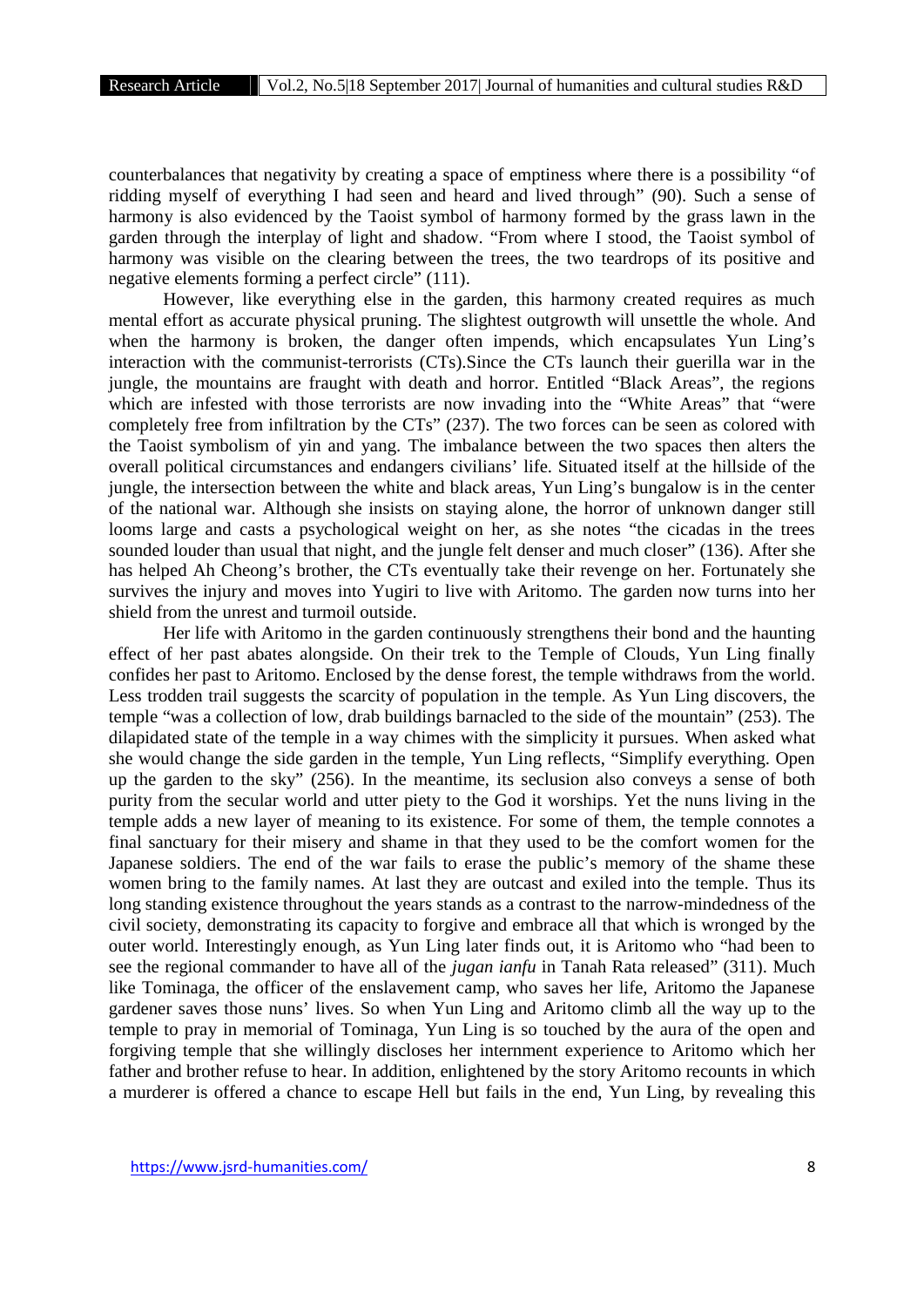counterbalances that negativity by creating a space of emptiness where there is a possibility "of ridding myself of everything I had seen and heard and lived through" (90). Such a sense of harmony is also evidenced by the Taoist symbol of harmony formed by the grass lawn in the garden through the interplay of light and shadow. "From where I stood, the Taoist symbol of harmony was visible on the clearing between the trees, the two teardrops of its positive and negative elements forming a perfect circle" (111).

However, like everything else in the garden, this harmony created requires as much mental effort as accurate physical pruning. The slightest outgrowth will unsettle the whole. And when the harmony is broken, the danger often impends, which encapsulates Yun Ling's interaction with the communist-terrorists (CTs).Since the CTs launch their guerilla war in the jungle, the mountains are fraught with death and horror. Entitled "Black Areas", the regions which are infested with those terrorists are now invading into the "White Areas" that "were completely free from infiltration by the CTs" (237). The two forces can be seen as colored with the Taoist symbolism of yin and yang. The imbalance between the two spaces then alters the overall political circumstances and endangers civilians' life. Situated itself at the hillside of the jungle, the intersection between the white and black areas, Yun Ling's bungalow is in the center of the national war. Although she insists on staying alone, the horror of unknown danger still looms large and casts a psychological weight on her, as she notes "the cicadas in the trees sounded louder than usual that night, and the jungle felt denser and much closer" (136). After she has helped Ah Cheong's brother, the CTs eventually take their revenge on her. Fortunately she survives the injury and moves into Yugiri to live with Aritomo. The garden now turns into her shield from the unrest and turmoil outside.

Her life with Aritomo in the garden continuously strengthens their bond and the haunting effect of her past abates alongside. On their trek to the Temple of Clouds, Yun Ling finally confides her past to Aritomo. Enclosed by the dense forest, the temple withdraws from the world. Less trodden trail suggests the scarcity of population in the temple. As Yun Ling discovers, the temple "was a collection of low, drab buildings barnacled to the side of the mountain" (253). The dilapidated state of the temple in a way chimes with the simplicity it pursues. When asked what she would change the side garden in the temple, Yun Ling reflects, "Simplify everything. Open up the garden to the sky" (256). In the meantime, its seclusion also conveys a sense of both purity from the secular world and utter piety to the God it worships. Yet the nuns living in the temple adds a new layer of meaning to its existence. For some of them, the temple connotes a final sanctuary for their misery and shame in that they used to be the comfort women for the Japanese soldiers. The end of the war fails to erase the public's memory of the shame these women bring to the family names. At last they are outcast and exiled into the temple. Thus its long standing existence throughout the years stands as a contrast to the narrow-mindedness of the civil society, demonstrating its capacity to forgive and embrace all that which is wronged by the outer world. Interestingly enough, as Yun Ling later finds out, it is Aritomo who "had been to see the regional commander to have all of the *jugan ianfu* in Tanah Rata released" (311). Much like Tominaga, the officer of the enslavement camp, who saves her life, Aritomo the Japanese gardener saves those nuns' lives. So when Yun Ling and Aritomo climb all the way up to the temple to pray in memorial of Tominaga, Yun Ling is so touched by the aura of the open and forgiving temple that she willingly discloses her internment experience to Aritomo which her father and brother refuse to hear. In addition, enlightened by the story Aritomo recounts in which a murderer is offered a chance to escape Hell but fails in the end, Yun Ling, by revealing this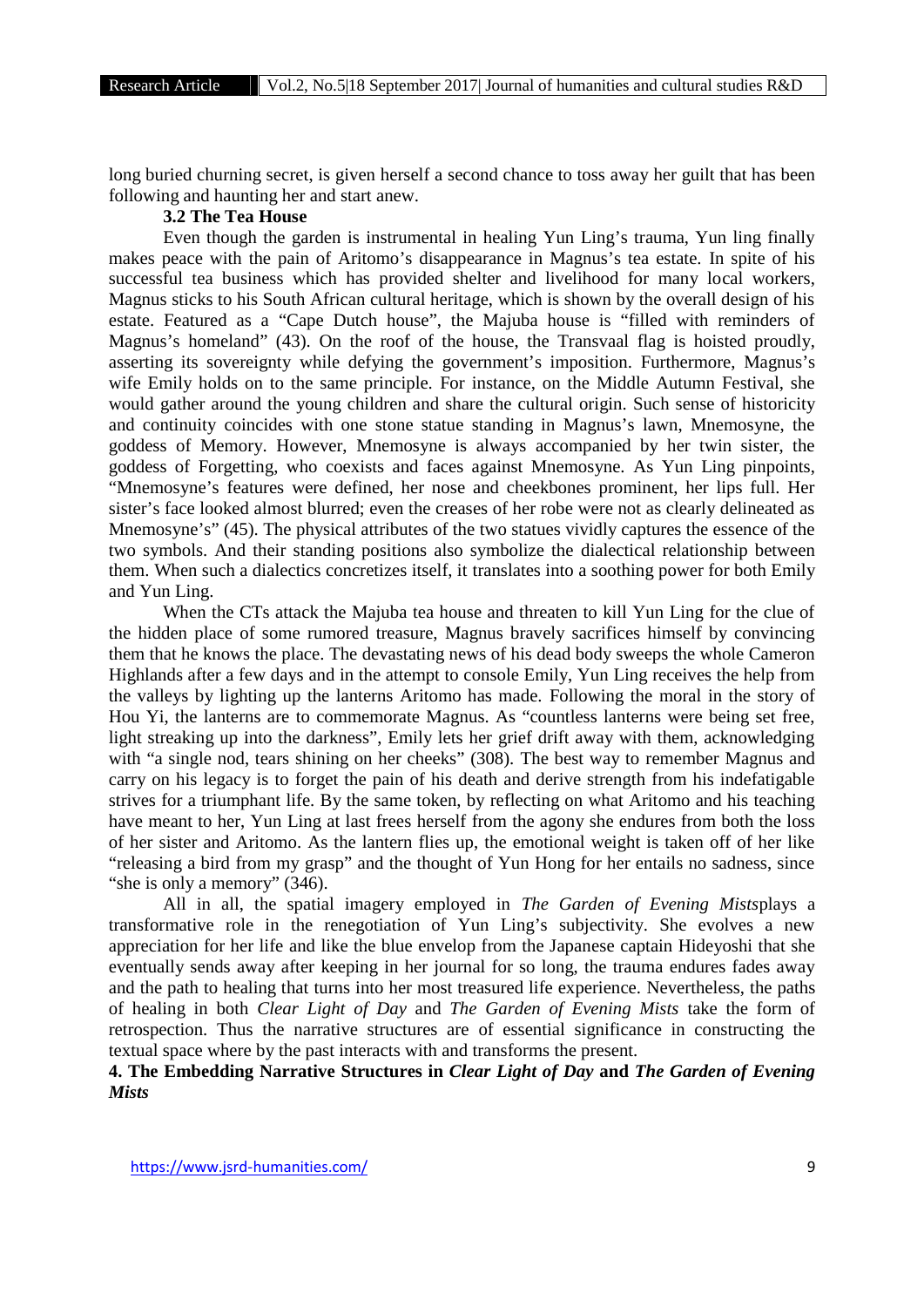long buried churning secret, is given herself a second chance to toss away her guilt that has been following and haunting her and start anew.

### 3.2 The Tea House

Even though the garden is instrumental in healing Yun Ling's trauma, Yun ling finally makes peace with the pain of Aritomo's disappearance in Magnus's tea estate. In spite of his successful tea business which has provided shelter and livelihood for many local workers, Magnus sticks to his South African cultural heritage, which is shown by the overall design of his estate. Featured as a "Cape Dutch house", the Majuba house is "filled with reminders of Magnus's homeland" (43). On the roof of the house, the Transvaal flag is hoisted proudly, asserting its sovereignty while defying the government's imposition. Furthermore, Magnus's wife Emily holds on to the same principle. For instance, on the Middle Autumn Festival, she would gather around the young children and share the cultural origin. Such sense of historicity and continuity coincides with one stone statue standing in Magnus's lawn, Mnemosyne, the goddess of Memory. However, Mnemosyne is always accompanied by her twin sister, the goddess of Forgetting, who coexists and faces against Mnemosyne. As Yun Ling pinpoints, "Mnemosyne's features were defined, her nose and cheekbones prominent, her lips full. Her sister's face looked almost blurred; even the creases of her robe were not as clearly delineated as Mnemosyne's" (45). The physical attributes of the two statues vividly captures the essence of the two symbols. And their standing positions also symbolize the dialectical relationship between them. When such a dialectics concretizes itself, it translates into a soothing power for both Emily and Yun Ling.

When the CTs attack the Majuba tea house and threaten to kill Yun Ling for the clue of the hidden place of some rumored treasure, Magnus bravely sacrifices himself by convincing them that he knows the place. The devastating news of his dead body sweeps the whole Cameron Highlands after a few days and in the attempt to console Emily, Yun Ling receives the help from the valleys by lighting up the lanterns Aritomo has made. Following the moral in the story of Hou Yi, the lanterns are to commemorate Magnus. As "countless lanterns were being set free, light streaking up into the darkness", Emily lets her grief drift away with them, acknowledging with "a single nod, tears shining on her cheeks" (308). The best way to remember Magnus and carry on his legacy is to forget the pain of his death and derive strength from his indefatigable strives for a triumphant life. By the same token, by reflecting on what Aritomo and his teaching have meant to her, Yun Ling at last frees herself from the agony she endures from both the loss of her sister and Aritomo. As the lantern flies up, the emotional weight is taken off of her like "releasing a bird from my grasp" and the thought of Yun Hong for her entails no sadness, since "she is only a memory" (346).

All in all, the spatial imagery employed in *The Garden of Evening Mists*plays a transformative role in the renegotiation of Yun Ling's subjectivity. She evolves a new appreciation for her life and like the blue envelop from the Japanese captain Hideyoshi that she eventually sends away after keeping in her journal for so long, the trauma endures fades away and the path to healing that turns into her most treasured life experience. Nevertheless, the paths of healing in both *Clear Light of Day* and *The Garden of Evening Mists* take the form of retrospection. Thus the narrative structures are of essential significance in constructing the textual space where by the past interacts with and transforms the present.

## 4. The Embedding Narrative Structures in *Clear Light of Day* and *The Garden of Evening Mists*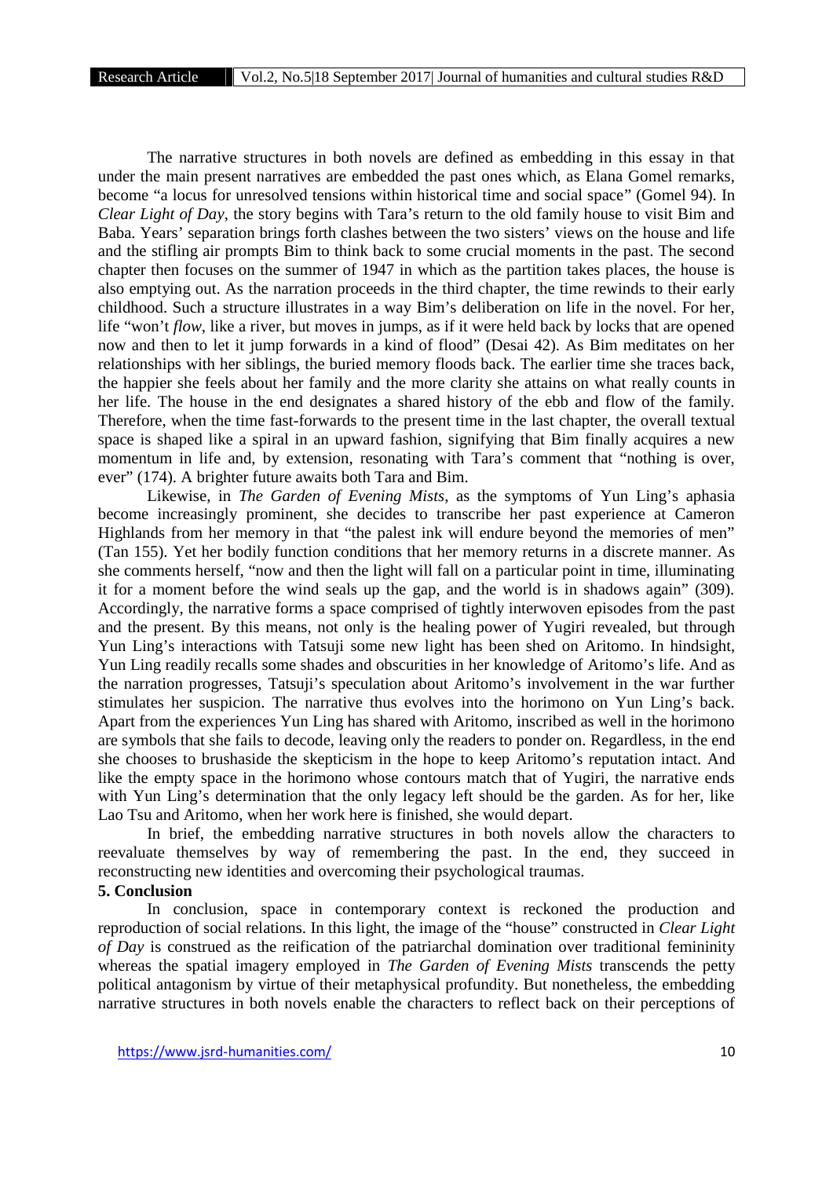The narrative structures in both novels are defined as embedding in this essay in that under the main present narratives are embedded the past ones which, as Elana Gomel remarks, become "a locus for unresolved tensions within historical time and social space" (Gomel 94). In *Clear Light of Day*, the story begins with Tara's return to the old family house to visit Bim and Baba. Years' separation brings forth clashes between the two sisters' views on the house and life and the stifling air prompts Bim to think back to some crucial moments in the past. The second chapter then focuses on the summer of 1947 in which as the partition takes places, the house is also emptying out. As the narration proceeds in the third chapter, the time rewinds to their early childhood. Such a structure illustrates in a way Bim's deliberation on life in the novel. For her, life "won't *flow*, like a river, but moves in jumps, as if it were held back by locks that are opened now and then to let it jump forwards in a kind of flood" (Desai 42). As Bim meditates on her relationships with her siblings, the buried memory floods back. The earlier time she traces back, the happier she feels about her family and the more clarity she attains on what really counts in her life. The house in the end designates a shared history of the ebb and flow of the family. Therefore, when the time fast-forwards to the present time in the last chapter, the overall textual space is shaped like a spiral in an upward fashion, signifying that Bim finally acquires a new momentum in life and, by extension, resonating with Tara's comment that "nothing is over, ever" (174). A brighter future awaits both Tara and Bim.

Likewise, in *The Garden of Evening Mists*, as the symptoms of Yun Ling's aphasia become increasingly prominent, she decides to transcribe her past experience at Cameron Highlands from her memory in that "the palest ink will endure beyond the memories of men" (Tan 155). Yet her bodily function conditions that her memory returns in a discrete manner. As she comments herself, "now and then the light will fall on a particular point in time, illuminating it for a moment before the wind seals up the gap, and the world is in shadows again" (309). Accordingly, the narrative forms a space comprised of tightly interwoven episodes from the past and the present. By this means, not only is the healing power of Yugiri revealed, but through Yun Ling's interactions with Tatsuji some new light has been shed on Aritomo. In hindsight, Yun Ling readily recalls some shades and obscurities in her knowledge of Aritomo's life. And as the narration progresses, Tatsuji's speculation about Aritomo's involvement in the war further stimulates her suspicion. The narrative thus evolves into the horimono on Yun Ling's back. Apart from the experiences Yun Ling has shared with Aritomo, inscribed as well in the horimono are symbols that she fails to decode, leaving only the readers to ponder on. Regardless, in the end she chooses to brushaside the skepticism in the hope to keep Aritomo's reputation intact. And like the empty space in the horimono whose contours match that of Yugiri, the narrative ends with Yun Ling's determination that the only legacy left should be the garden. As for her, like Lao Tsu and Aritomo, when her work here is finished, she would depart.

In brief, the embedding narrative structures in both novels allow the characters to reevaluate themselves by way of remembering the past. In the end, they succeed in reconstructing new identities and overcoming their psychological traumas.

**5. Conclusion**

In conclusion, space in contemporary context is reckoned the production and reproduction of social relations. In this light, the image of the "house" constructed in *Clear Light of Day* is construed as the reification of the patriarchal domination over traditional femininity whereas the spatial imagery employed in *The Garden of Evening Mists* transcends the petty political antagonism by virtue of their metaphysical profundity. But nonetheless, the embedding narrative structures in both novels enable the characters to reflect back on their perceptions of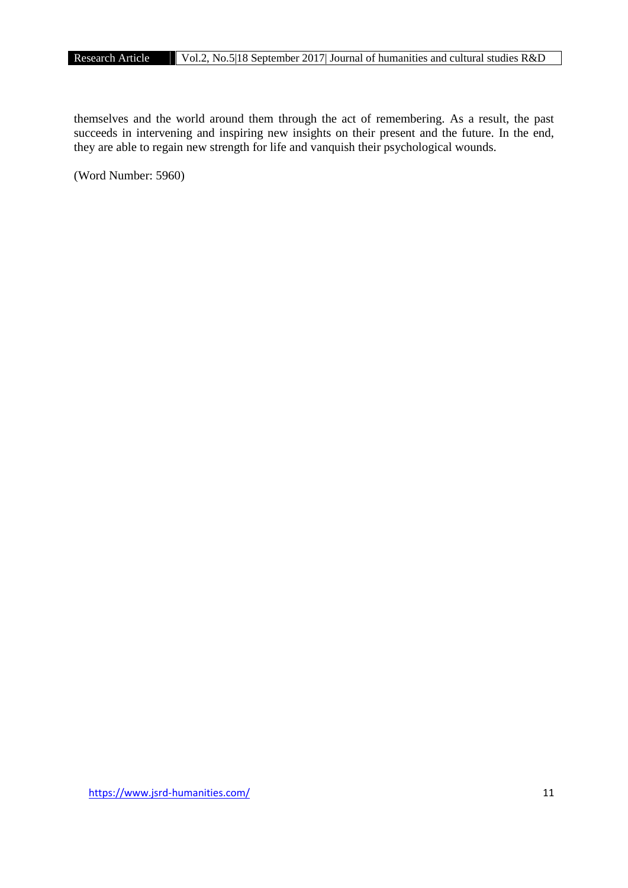themselves and the world around them through the act of remembering. As a result, the past succeeds in intervening and inspiring new insights on their present and the future. In the end, they are able to regain new strength for life and vanquish their psychological wounds.

(Word Number: 5960)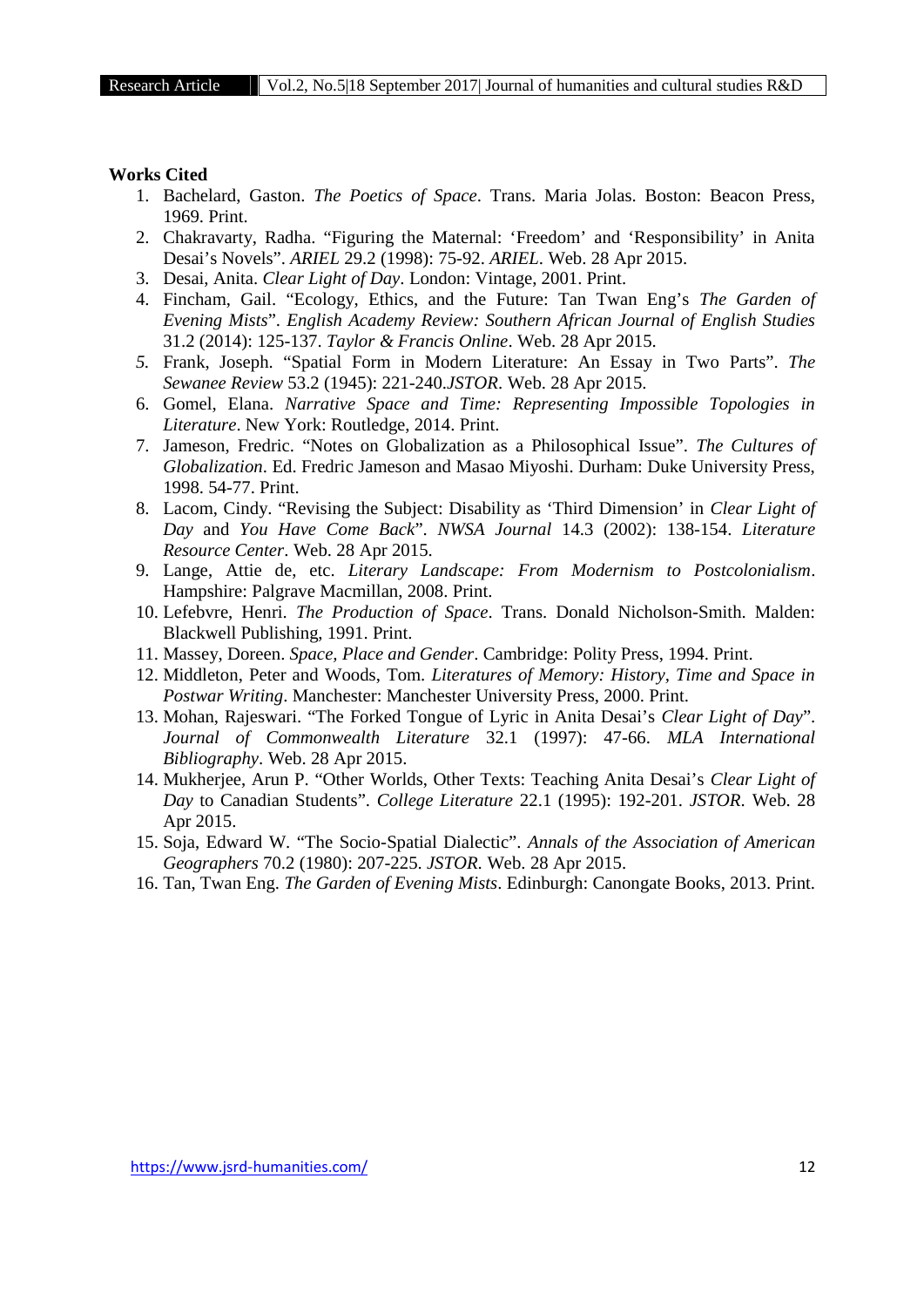**Works Cited**

1. Bachelard, Gaston. *The Poetics of Space*. Trans. Maria Jolas. Boston: Beacon Press, 1969. Print.
2. Chakravarty, Radha. "Figuring the Maternal: 'Freedom' and 'Responsibility' in Anita Desai's Novels". *ARIEL* 29.2 (1998): 75-92. *ARIEL*. Web. 28 Apr 2015.
3. Desai, Anita. *Clear Light of Day*. London: Vintage, 2001. Print.
4. Fincham, Gail. "Ecology, Ethics, and the Future: Tan Twan Eng's *The Garden of Evening Mists*". *English Academy Review: Southern African Journal of English Studies* 31.2 (2014): 125-137. *Taylor & Francis Online*. Web. 28 Apr 2015.
5. Frank, Joseph. "Spatial Form in Modern Literature: An Essay in Two Parts". *The Sewanee Review* 53.2 (1945): 221-240.*JSTOR*. Web. 28 Apr 2015.
6. Gomel, Elana. *Narrative Space and Time: Representing Impossible Topologies in Literature*. New York: Routledge, 2014. Print.
7. Jameson, Fredric. "Notes on Globalization as a Philosophical Issue". *The Cultures of Globalization*. Ed. Fredric Jameson and Masao Miyoshi. Durham: Duke University Press, 1998. 54-77. Print.
8. Lacom, Cindy. "Revising the Subject: Disability as 'Third Dimension' in *Clear Light of Day* and *You Have Come Back*". *NWSA Journal* 14.3 (2002): 138-154. *Literature Resource Center*. Web. 28 Apr 2015.
9. Lange, Attie de, etc. *Literary Landscape: From Modernism to Postcolonialism*. Hampshire: Palgrave Macmillan, 2008. Print.
10. Lefebvre, Henri. *The Production of Space*. Trans. Donald Nicholson-Smith. Malden: Blackwell Publishing, 1991. Print.
11. Massey, Doreen. *Space, Place and Gender*. Cambridge: Polity Press, 1994. Print.
12. Middleton, Peter and Woods, Tom. *Literatures of Memory: History, Time and Space in Postwar Writing*. Manchester: Manchester University Press, 2000. Print.
13. Mohan, Rajeswari. "The Forked Tongue of Lyric in Anita Desai's *Clear Light of Day*". *Journal of Commonwealth Literature* 32.1 (1997): 47-66. *MLA International Bibliography*. Web. 28 Apr 2015.
14. Mukherjee, Arun P. "Other Worlds, Other Texts: Teaching Anita Desai's *Clear Light of Day* to Canadian Students". *College Literature* 22.1 (1995): 192-201. *JSTOR*. Web. 28 Apr 2015.
15. Soja, Edward W. "The Socio-Spatial Dialectic". *Annals of the Association of American Geographers* 70.2 (1980): 207-225. *JSTOR*. Web. 28 Apr 2015.
16. Tan, Twan Eng. *The Garden of Evening Mists*. Edinburgh: Canongate Books, 2013. Print.